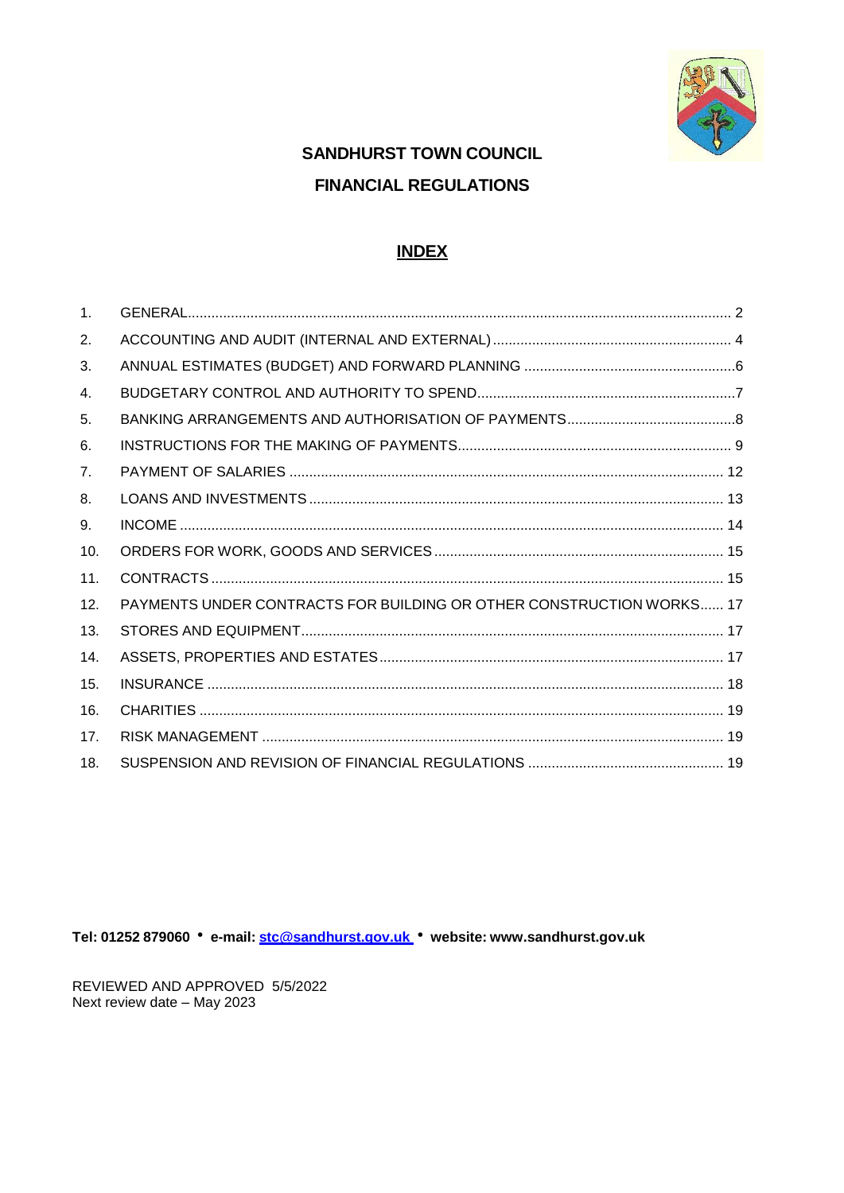# SANDHURST TOWN COUNCIL

## FINANCIAL REGULATIONS

### INDEX

1. GENERAL ..... 2
2. ACCOUNTING AND AUDIT (INTERNAL AND EXTERNAL) ..... 4
3. ANNUAL ESTIMATES (BUDGET) AND FORWARD PLANNING ..... 6
4. BUDGETARY CONTROL AND AUTHORITY TO SPEND ..... 7
5. BANKING ARRANGEMENTS AND AUTHORISATION OF PAYMENTS ..... 8
6. INSTRUCTIONS FOR THE MAKING OF PAYMENTS ..... 9
7. PAYMENT OF SALARIES ..... 12
8. LOANS AND INVESTMENTS ..... 13
9. INCOME ..... 14
10. ORDERS FOR WORK, GOODS AND SERVICES ..... 15
11. CONTRACTS ..... 15
12. PAYMENTS UNDER CONTRACTS FOR BUILDING OR OTHER CONSTRUCTION WORKS ..... 17
13. STORES AND EQUIPMENT ..... 17
14. ASSETS, PROPERTIES AND ESTATES ..... 17
15. INSURANCE ..... 18
16. CHARITIES ..... 19
17. RISK MANAGEMENT ..... 19
18. SUSPENSION AND REVISION OF FINANCIAL REGULATIONS ..... 19

**Tel: 01252 879060 • e-mail: stc@sandhurst.gov.uk • website: www.sandhurst.gov.uk**

REVIEWED AND APPROVED 5/5/2022
Next review date – May 2023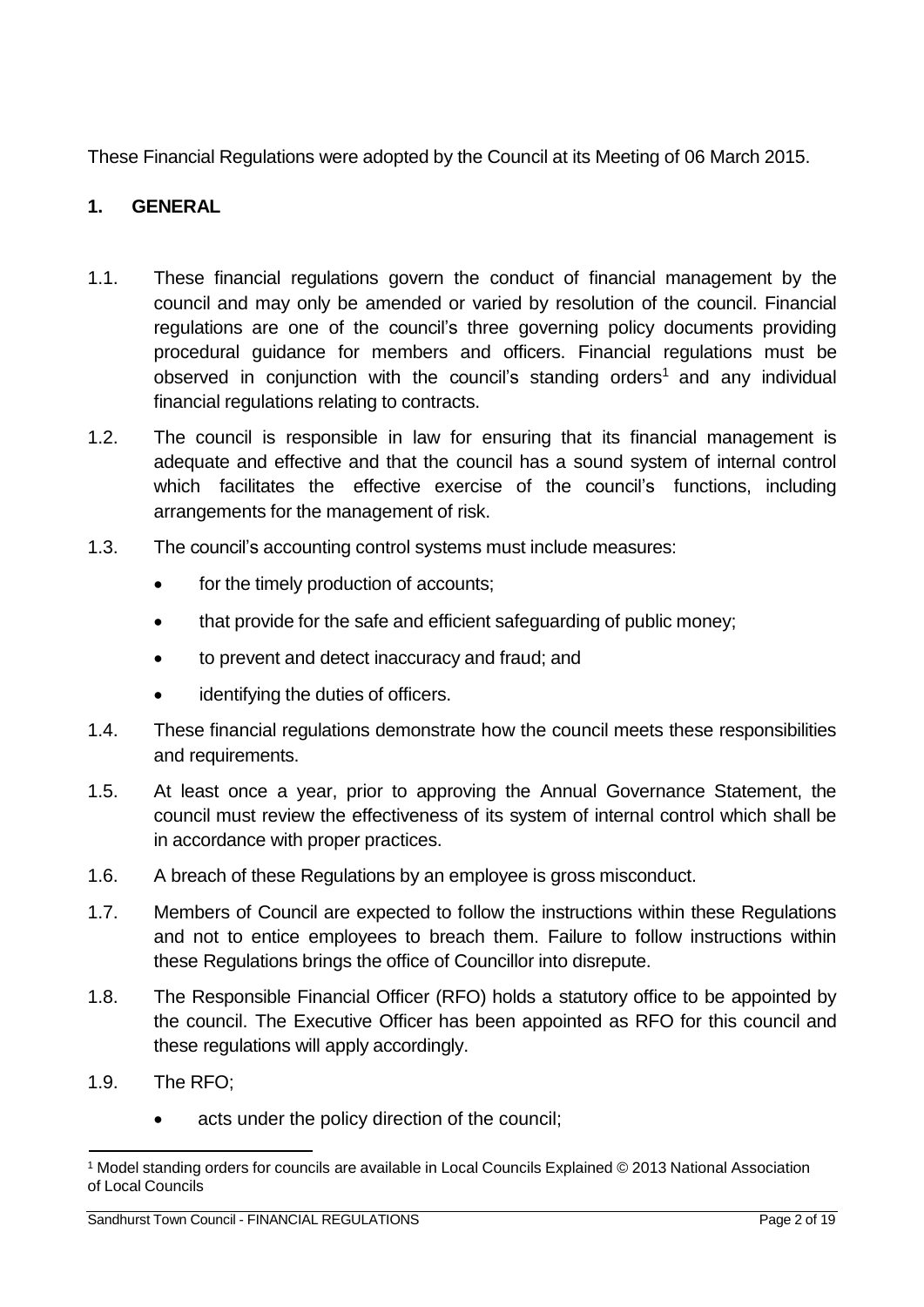These Financial Regulations were adopted by the Council at its Meeting of 06 March 2015.

## 1. GENERAL

1.1. These financial regulations govern the conduct of financial management by the council and may only be amended or varied by resolution of the council. Financial regulations are one of the council's three governing policy documents providing procedural guidance for members and officers. Financial regulations must be observed in conjunction with the council's standing orders[1] and any individual financial regulations relating to contracts.

1.2. The council is responsible in law for ensuring that its financial management is adequate and effective and that the council has a sound system of internal control which facilitates the effective exercise of the council's functions, including arrangements for the management of risk.

1.3. The council's accounting control systems must include measures:

- for the timely production of accounts;
- that provide for the safe and efficient safeguarding of public money;
- to prevent and detect inaccuracy and fraud; and
- identifying the duties of officers.

1.4. These financial regulations demonstrate how the council meets these responsibilities and requirements.

1.5. At least once a year, prior to approving the Annual Governance Statement, the council must review the effectiveness of its system of internal control which shall be in accordance with proper practices.

1.6. A breach of these Regulations by an employee is gross misconduct.

1.7. Members of Council are expected to follow the instructions within these Regulations and not to entice employees to breach them. Failure to follow instructions within these Regulations brings the office of Councillor into disrepute.

1.8. The Responsible Financial Officer (RFO) holds a statutory office to be appointed by the council. The Executive Officer has been appointed as RFO for this council and these regulations will apply accordingly.

1.9. The RFO;

- acts under the policy direction of the council;

[1] Model standing orders for councils are available in Local Councils Explained © 2013 National Association of Local Councils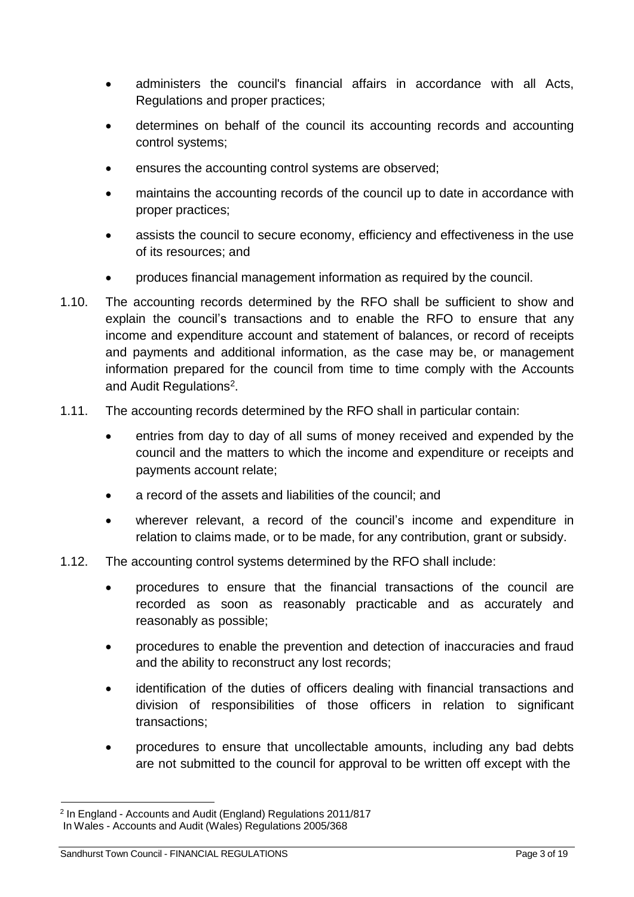- administers the council's financial affairs in accordance with all Acts, Regulations and proper practices;
- determines on behalf of the council its accounting records and accounting control systems;
- ensures the accounting control systems are observed;
- maintains the accounting records of the council up to date in accordance with proper practices;
- assists the council to secure economy, efficiency and effectiveness in the use of its resources; and
- produces financial management information as required by the council.

1.10. The accounting records determined by the RFO shall be sufficient to show and explain the council's transactions and to enable the RFO to ensure that any income and expenditure account and statement of balances, or record of receipts and payments and additional information, as the case may be, or management information prepared for the council from time to time comply with the Accounts and Audit Regulations[2].

1.11. The accounting records determined by the RFO shall in particular contain:

- entries from day to day of all sums of money received and expended by the council and the matters to which the income and expenditure or receipts and payments account relate;
- a record of the assets and liabilities of the council; and
- wherever relevant, a record of the council's income and expenditure in relation to claims made, or to be made, for any contribution, grant or subsidy.

1.12. The accounting control systems determined by the RFO shall include:

- procedures to ensure that the financial transactions of the council are recorded as soon as reasonably practicable and as accurately and reasonably as possible;
- procedures to enable the prevention and detection of inaccuracies and fraud and the ability to reconstruct any lost records;
- identification of the duties of officers dealing with financial transactions and division of responsibilities of those officers in relation to significant transactions;
- procedures to ensure that uncollectable amounts, including any bad debts are not submitted to the council for approval to be written off except with the

---

[2] In England - Accounts and Audit (England) Regulations 2011/817
In Wales - Accounts and Audit (Wales) Regulations 2005/368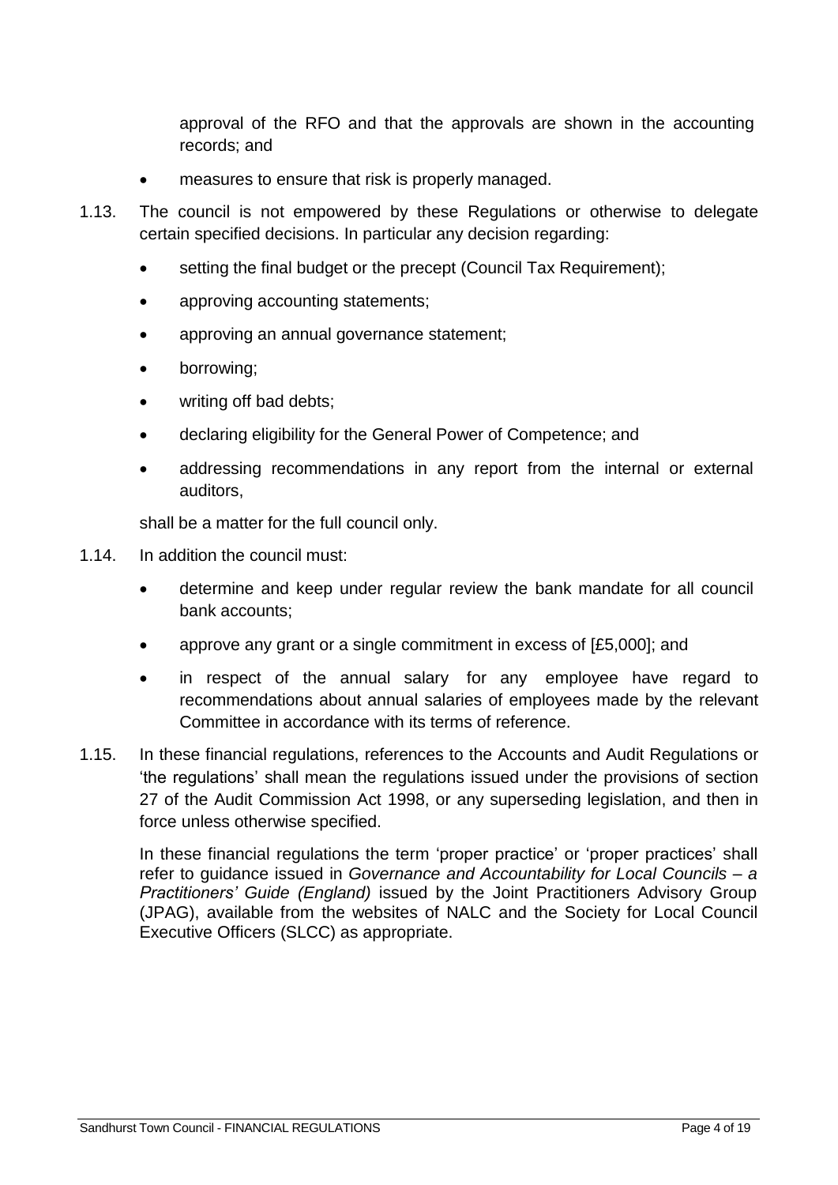approval of the RFO and that the approvals are shown in the accounting records; and

- measures to ensure that risk is properly managed.

1.13. The council is not empowered by these Regulations or otherwise to delegate certain specified decisions. In particular any decision regarding:

- setting the final budget or the precept (Council Tax Requirement);
- approving accounting statements;
- approving an annual governance statement;
- borrowing;
- writing off bad debts;
- declaring eligibility for the General Power of Competence; and
- addressing recommendations in any report from the internal or external auditors,

shall be a matter for the full council only.

1.14. In addition the council must:

- determine and keep under regular review the bank mandate for all council bank accounts;
- approve any grant or a single commitment in excess of [£5,000]; and
- in respect of the annual salary for any employee have regard to recommendations about annual salaries of employees made by the relevant Committee in accordance with its terms of reference.

1.15. In these financial regulations, references to the Accounts and Audit Regulations or 'the regulations' shall mean the regulations issued under the provisions of section 27 of the Audit Commission Act 1998, or any superseding legislation, and then in force unless otherwise specified.

In these financial regulations the term 'proper practice' or 'proper practices' shall refer to guidance issued in *Governance and Accountability for Local Councils – a Practitioners' Guide (England)* issued by the Joint Practitioners Advisory Group (JPAG), available from the websites of NALC and the Society for Local Council Executive Officers (SLCC) as appropriate.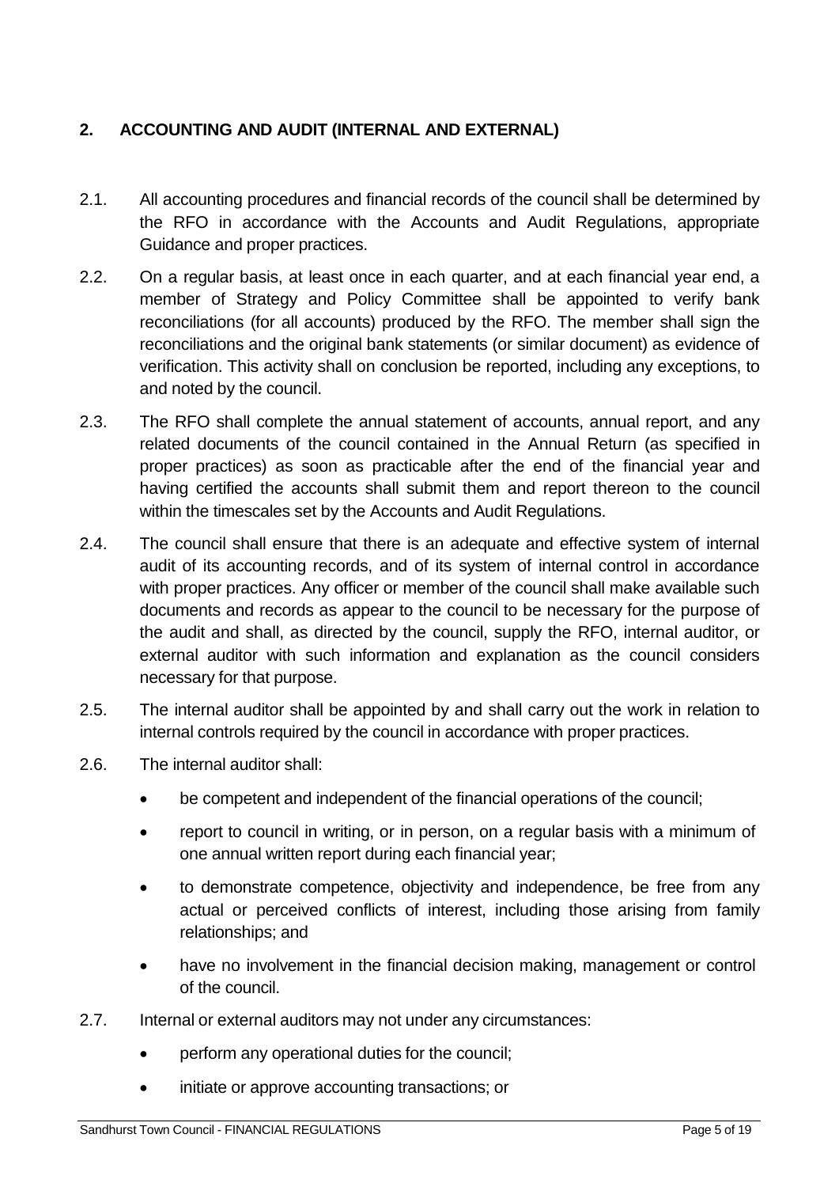## 2. ACCOUNTING AND AUDIT (INTERNAL AND EXTERNAL)

2.1. All accounting procedures and financial records of the council shall be determined by the RFO in accordance with the Accounts and Audit Regulations, appropriate Guidance and proper practices.

2.2. On a regular basis, at least once in each quarter, and at each financial year end, a member of Strategy and Policy Committee shall be appointed to verify bank reconciliations (for all accounts) produced by the RFO. The member shall sign the reconciliations and the original bank statements (or similar document) as evidence of verification. This activity shall on conclusion be reported, including any exceptions, to and noted by the council.

2.3. The RFO shall complete the annual statement of accounts, annual report, and any related documents of the council contained in the Annual Return (as specified in proper practices) as soon as practicable after the end of the financial year and having certified the accounts shall submit them and report thereon to the council within the timescales set by the Accounts and Audit Regulations.

2.4. The council shall ensure that there is an adequate and effective system of internal audit of its accounting records, and of its system of internal control in accordance with proper practices. Any officer or member of the council shall make available such documents and records as appear to the council to be necessary for the purpose of the audit and shall, as directed by the council, supply the RFO, internal auditor, or external auditor with such information and explanation as the council considers necessary for that purpose.

2.5. The internal auditor shall be appointed by and shall carry out the work in relation to internal controls required by the council in accordance with proper practices.

2.6. The internal auditor shall:

- be competent and independent of the financial operations of the council;
- report to council in writing, or in person, on a regular basis with a minimum of one annual written report during each financial year;
- to demonstrate competence, objectivity and independence, be free from any actual or perceived conflicts of interest, including those arising from family relationships; and
- have no involvement in the financial decision making, management or control of the council.

2.7. Internal or external auditors may not under any circumstances:

- perform any operational duties for the council;
- initiate or approve accounting transactions; or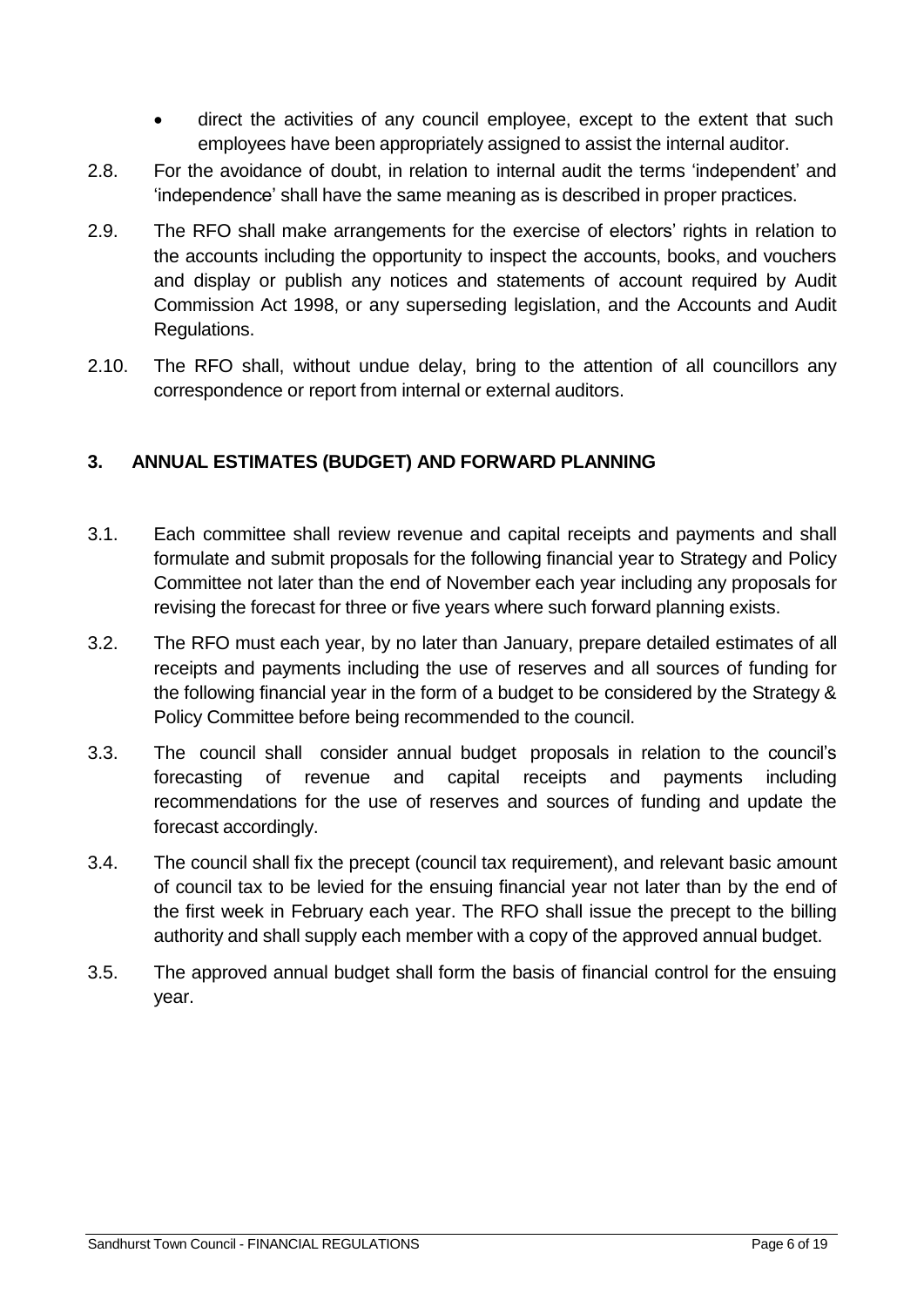- direct the activities of any council employee, except to the extent that such employees have been appropriately assigned to assist the internal auditor.

2.8. For the avoidance of doubt, in relation to internal audit the terms 'independent' and 'independence' shall have the same meaning as is described in proper practices.

2.9. The RFO shall make arrangements for the exercise of electors' rights in relation to the accounts including the opportunity to inspect the accounts, books, and vouchers and display or publish any notices and statements of account required by Audit Commission Act 1998, or any superseding legislation, and the Accounts and Audit Regulations.

2.10. The RFO shall, without undue delay, bring to the attention of all councillors any correspondence or report from internal or external auditors.

## 3. ANNUAL ESTIMATES (BUDGET) AND FORWARD PLANNING

3.1. Each committee shall review revenue and capital receipts and payments and shall formulate and submit proposals for the following financial year to Strategy and Policy Committee not later than the end of November each year including any proposals for revising the forecast for three or five years where such forward planning exists.

3.2. The RFO must each year, by no later than January, prepare detailed estimates of all receipts and payments including the use of reserves and all sources of funding for the following financial year in the form of a budget to be considered by the Strategy & Policy Committee before being recommended to the council.

3.3. The council shall consider annual budget proposals in relation to the council's forecasting of revenue and capital receipts and payments including recommendations for the use of reserves and sources of funding and update the forecast accordingly.

3.4. The council shall fix the precept (council tax requirement), and relevant basic amount of council tax to be levied for the ensuing financial year not later than by the end of the first week in February each year. The RFO shall issue the precept to the billing authority and shall supply each member with a copy of the approved annual budget.

3.5. The approved annual budget shall form the basis of financial control for the ensuing year.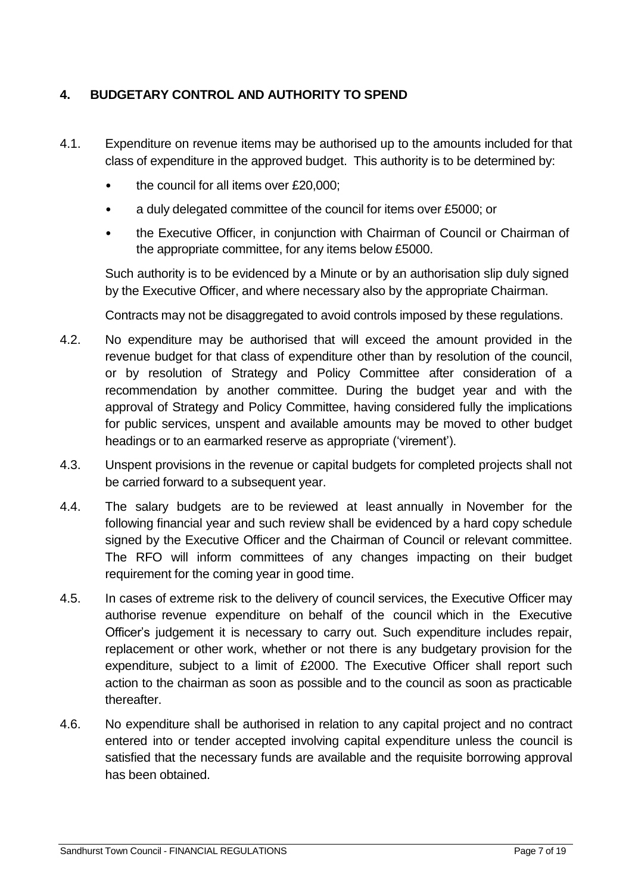## 4. BUDGETARY CONTROL AND AUTHORITY TO SPEND

4.1. Expenditure on revenue items may be authorised up to the amounts included for that class of expenditure in the approved budget. This authority is to be determined by:

- the council for all items over £20,000;
- a duly delegated committee of the council for items over £5000; or
- the Executive Officer, in conjunction with Chairman of Council or Chairman of the appropriate committee, for any items below £5000.

Such authority is to be evidenced by a Minute or by an authorisation slip duly signed by the Executive Officer, and where necessary also by the appropriate Chairman.

Contracts may not be disaggregated to avoid controls imposed by these regulations.

4.2. No expenditure may be authorised that will exceed the amount provided in the revenue budget for that class of expenditure other than by resolution of the council, or by resolution of Strategy and Policy Committee after consideration of a recommendation by another committee. During the budget year and with the approval of Strategy and Policy Committee, having considered fully the implications for public services, unspent and available amounts may be moved to other budget headings or to an earmarked reserve as appropriate ('virement').

4.3. Unspent provisions in the revenue or capital budgets for completed projects shall not be carried forward to a subsequent year.

4.4. The salary budgets are to be reviewed at least annually in November for the following financial year and such review shall be evidenced by a hard copy schedule signed by the Executive Officer and the Chairman of Council or relevant committee. The RFO will inform committees of any changes impacting on their budget requirement for the coming year in good time.

4.5. In cases of extreme risk to the delivery of council services, the Executive Officer may authorise revenue expenditure on behalf of the council which in the Executive Officer's judgement it is necessary to carry out. Such expenditure includes repair, replacement or other work, whether or not there is any budgetary provision for the expenditure, subject to a limit of £2000. The Executive Officer shall report such action to the chairman as soon as possible and to the council as soon as practicable thereafter.

4.6. No expenditure shall be authorised in relation to any capital project and no contract entered into or tender accepted involving capital expenditure unless the council is satisfied that the necessary funds are available and the requisite borrowing approval has been obtained.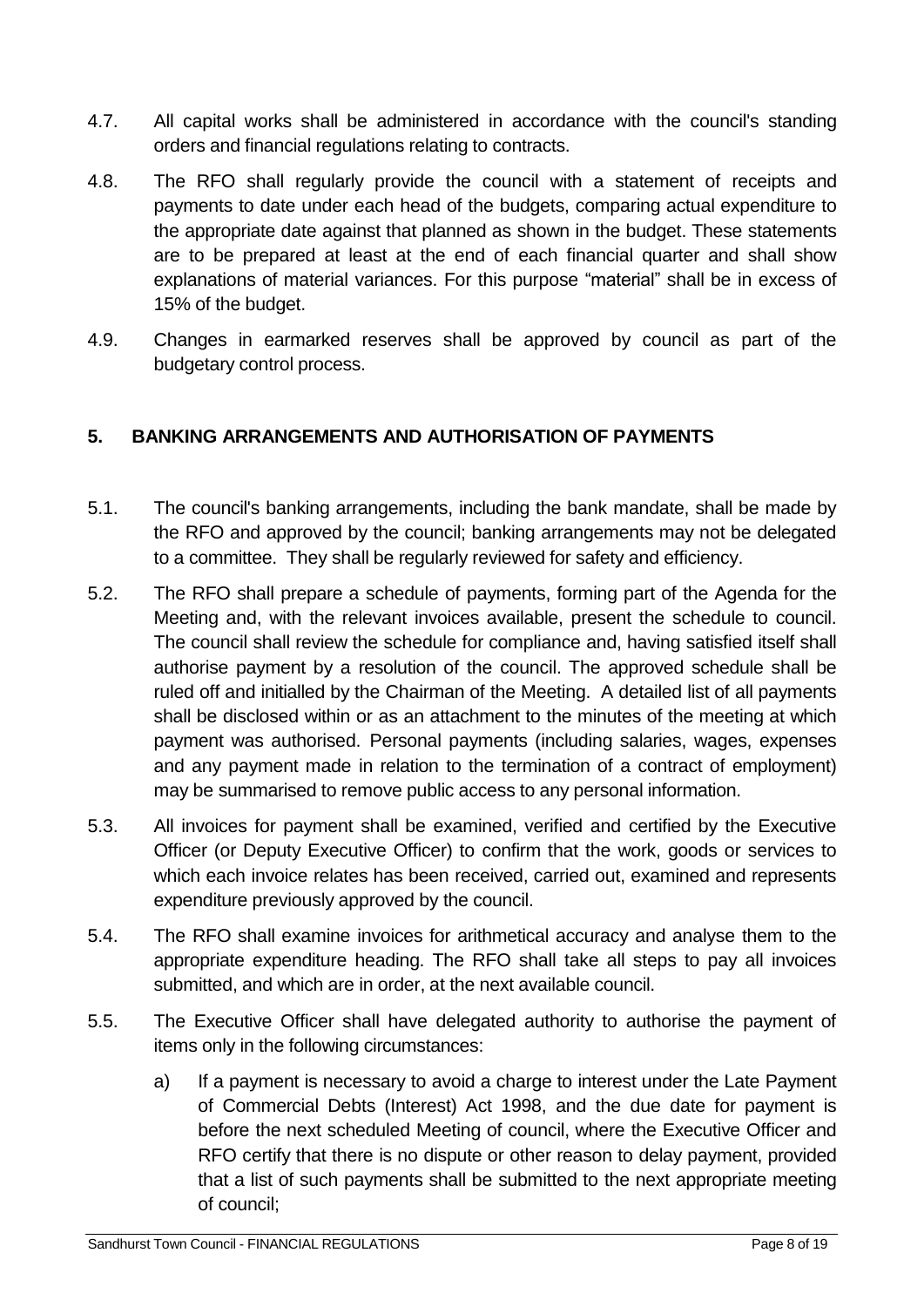4.7. All capital works shall be administered in accordance with the council's standing orders and financial regulations relating to contracts.

4.8. The RFO shall regularly provide the council with a statement of receipts and payments to date under each head of the budgets, comparing actual expenditure to the appropriate date against that planned as shown in the budget. These statements are to be prepared at least at the end of each financial quarter and shall show explanations of material variances. For this purpose "material" shall be in excess of 15% of the budget.

4.9. Changes in earmarked reserves shall be approved by council as part of the budgetary control process.

## 5. BANKING ARRANGEMENTS AND AUTHORISATION OF PAYMENTS

5.1. The council's banking arrangements, including the bank mandate, shall be made by the RFO and approved by the council; banking arrangements may not be delegated to a committee. They shall be regularly reviewed for safety and efficiency.

5.2. The RFO shall prepare a schedule of payments, forming part of the Agenda for the Meeting and, with the relevant invoices available, present the schedule to council. The council shall review the schedule for compliance and, having satisfied itself shall authorise payment by a resolution of the council. The approved schedule shall be ruled off and initialled by the Chairman of the Meeting. A detailed list of all payments shall be disclosed within or as an attachment to the minutes of the meeting at which payment was authorised. Personal payments (including salaries, wages, expenses and any payment made in relation to the termination of a contract of employment) may be summarised to remove public access to any personal information.

5.3. All invoices for payment shall be examined, verified and certified by the Executive Officer (or Deputy Executive Officer) to confirm that the work, goods or services to which each invoice relates has been received, carried out, examined and represents expenditure previously approved by the council.

5.4. The RFO shall examine invoices for arithmetical accuracy and analyse them to the appropriate expenditure heading. The RFO shall take all steps to pay all invoices submitted, and which are in order, at the next available council.

5.5. The Executive Officer shall have delegated authority to authorise the payment of items only in the following circumstances:

a) If a payment is necessary to avoid a charge to interest under the Late Payment of Commercial Debts (Interest) Act 1998, and the due date for payment is before the next scheduled Meeting of council, where the Executive Officer and RFO certify that there is no dispute or other reason to delay payment, provided that a list of such payments shall be submitted to the next appropriate meeting of council;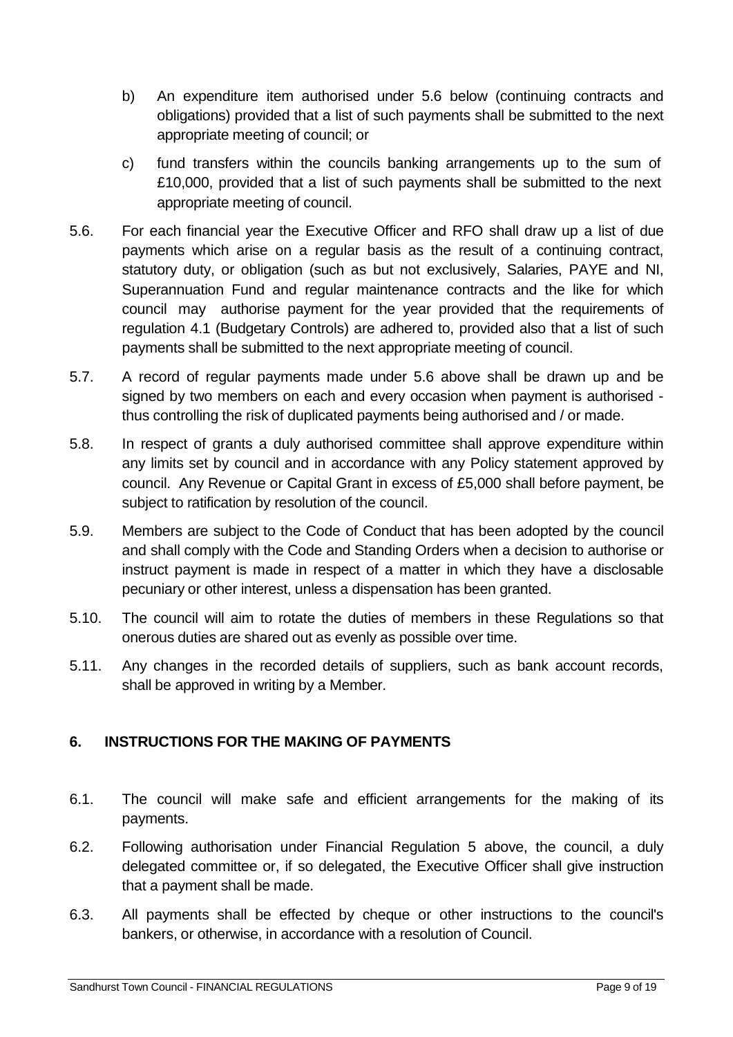b) An expenditure item authorised under 5.6 below (continuing contracts and obligations) provided that a list of such payments shall be submitted to the next appropriate meeting of council; or

c) fund transfers within the councils banking arrangements up to the sum of £10,000, provided that a list of such payments shall be submitted to the next appropriate meeting of council.

5.6. For each financial year the Executive Officer and RFO shall draw up a list of due payments which arise on a regular basis as the result of a continuing contract, statutory duty, or obligation (such as but not exclusively, Salaries, PAYE and NI, Superannuation Fund and regular maintenance contracts and the like for which council may authorise payment for the year provided that the requirements of regulation 4.1 (Budgetary Controls) are adhered to, provided also that a list of such payments shall be submitted to the next appropriate meeting of council.

5.7. A record of regular payments made under 5.6 above shall be drawn up and be signed by two members on each and every occasion when payment is authorised - thus controlling the risk of duplicated payments being authorised and / or made.

5.8. In respect of grants a duly authorised committee shall approve expenditure within any limits set by council and in accordance with any Policy statement approved by council. Any Revenue or Capital Grant in excess of £5,000 shall before payment, be subject to ratification by resolution of the council.

5.9. Members are subject to the Code of Conduct that has been adopted by the council and shall comply with the Code and Standing Orders when a decision to authorise or instruct payment is made in respect of a matter in which they have a disclosable pecuniary or other interest, unless a dispensation has been granted.

5.10. The council will aim to rotate the duties of members in these Regulations so that onerous duties are shared out as evenly as possible over time.

5.11. Any changes in the recorded details of suppliers, such as bank account records, shall be approved in writing by a Member.

## 6. INSTRUCTIONS FOR THE MAKING OF PAYMENTS

6.1. The council will make safe and efficient arrangements for the making of its payments.

6.2. Following authorisation under Financial Regulation 5 above, the council, a duly delegated committee or, if so delegated, the Executive Officer shall give instruction that a payment shall be made.

6.3. All payments shall be effected by cheque or other instructions to the council's bankers, or otherwise, in accordance with a resolution of Council.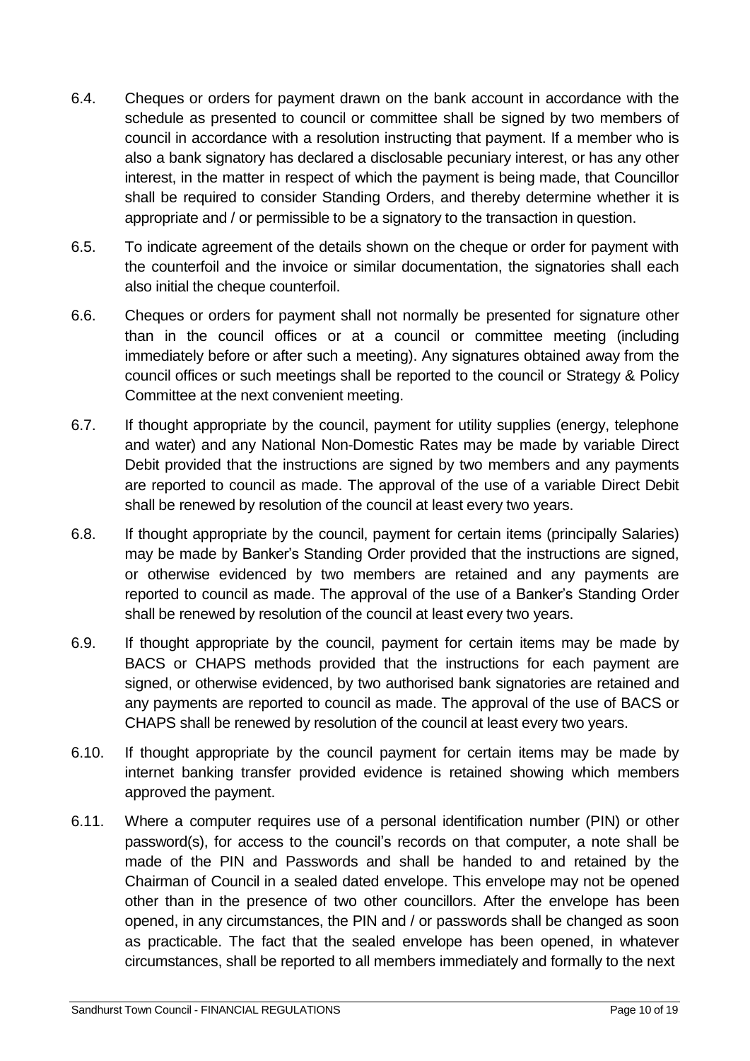6.4. Cheques or orders for payment drawn on the bank account in accordance with the schedule as presented to council or committee shall be signed by two members of council in accordance with a resolution instructing that payment. If a member who is also a bank signatory has declared a disclosable pecuniary interest, or has any other interest, in the matter in respect of which the payment is being made, that Councillor shall be required to consider Standing Orders, and thereby determine whether it is appropriate and / or permissible to be a signatory to the transaction in question.

6.5. To indicate agreement of the details shown on the cheque or order for payment with the counterfoil and the invoice or similar documentation, the signatories shall each also initial the cheque counterfoil.

6.6. Cheques or orders for payment shall not normally be presented for signature other than in the council offices or at a council or committee meeting (including immediately before or after such a meeting). Any signatures obtained away from the council offices or such meetings shall be reported to the council or Strategy & Policy Committee at the next convenient meeting.

6.7. If thought appropriate by the council, payment for utility supplies (energy, telephone and water) and any National Non-Domestic Rates may be made by variable Direct Debit provided that the instructions are signed by two members and any payments are reported to council as made. The approval of the use of a variable Direct Debit shall be renewed by resolution of the council at least every two years.

6.8. If thought appropriate by the council, payment for certain items (principally Salaries) may be made by Banker's Standing Order provided that the instructions are signed, or otherwise evidenced by two members are retained and any payments are reported to council as made. The approval of the use of a Banker's Standing Order shall be renewed by resolution of the council at least every two years.

6.9. If thought appropriate by the council, payment for certain items may be made by BACS or CHAPS methods provided that the instructions for each payment are signed, or otherwise evidenced, by two authorised bank signatories are retained and any payments are reported to council as made. The approval of the use of BACS or CHAPS shall be renewed by resolution of the council at least every two years.

6.10. If thought appropriate by the council payment for certain items may be made by internet banking transfer provided evidence is retained showing which members approved the payment.

6.11. Where a computer requires use of a personal identification number (PIN) or other password(s), for access to the council's records on that computer, a note shall be made of the PIN and Passwords and shall be handed to and retained by the Chairman of Council in a sealed dated envelope. This envelope may not be opened other than in the presence of two other councillors. After the envelope has been opened, in any circumstances, the PIN and / or passwords shall be changed as soon as practicable. The fact that the sealed envelope has been opened, in whatever circumstances, shall be reported to all members immediately and formally to the next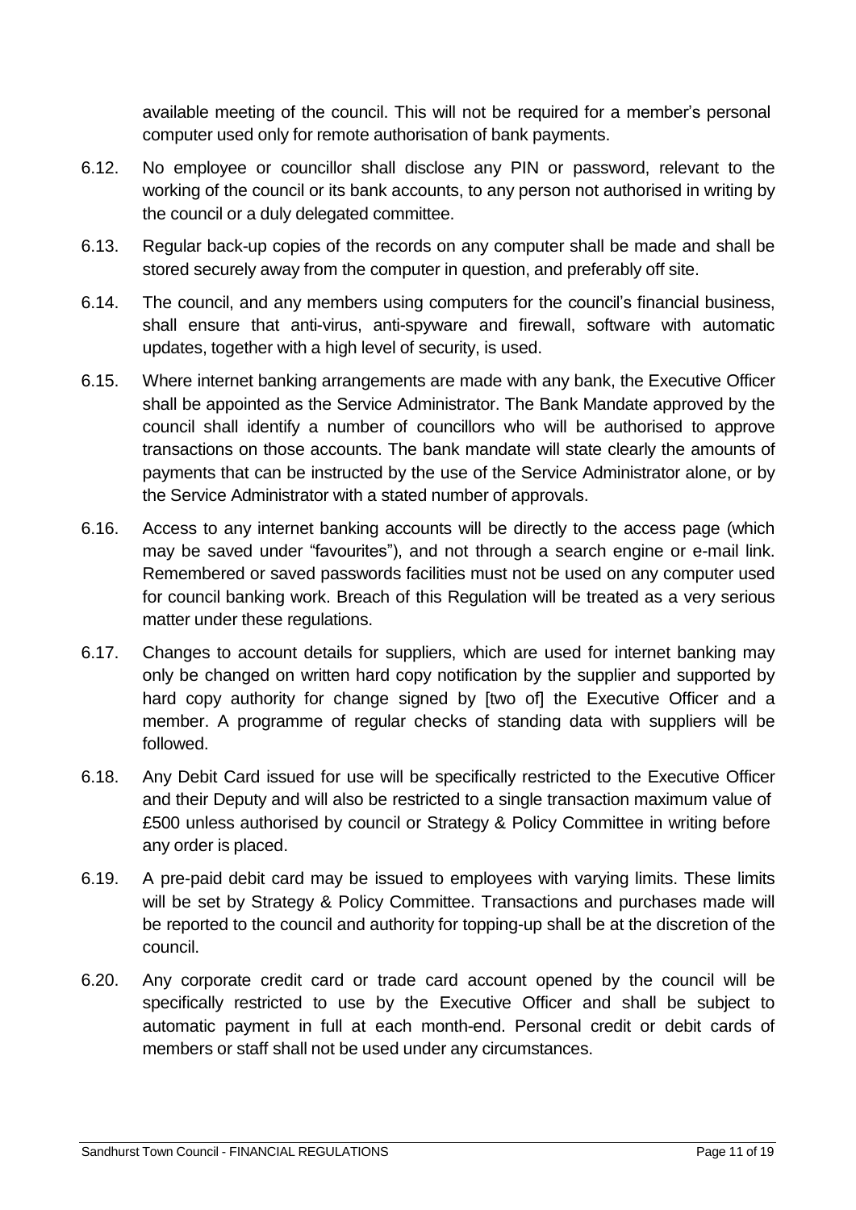available meeting of the council. This will not be required for a member's personal computer used only for remote authorisation of bank payments.

6.12. No employee or councillor shall disclose any PIN or password, relevant to the working of the council or its bank accounts, to any person not authorised in writing by the council or a duly delegated committee.

6.13. Regular back-up copies of the records on any computer shall be made and shall be stored securely away from the computer in question, and preferably off site.

6.14. The council, and any members using computers for the council's financial business, shall ensure that anti-virus, anti-spyware and firewall, software with automatic updates, together with a high level of security, is used.

6.15. Where internet banking arrangements are made with any bank, the Executive Officer shall be appointed as the Service Administrator. The Bank Mandate approved by the council shall identify a number of councillors who will be authorised to approve transactions on those accounts. The bank mandate will state clearly the amounts of payments that can be instructed by the use of the Service Administrator alone, or by the Service Administrator with a stated number of approvals.

6.16. Access to any internet banking accounts will be directly to the access page (which may be saved under "favourites"), and not through a search engine or e-mail link. Remembered or saved passwords facilities must not be used on any computer used for council banking work. Breach of this Regulation will be treated as a very serious matter under these regulations.

6.17. Changes to account details for suppliers, which are used for internet banking may only be changed on written hard copy notification by the supplier and supported by hard copy authority for change signed by [two of] the Executive Officer and a member. A programme of regular checks of standing data with suppliers will be followed.

6.18. Any Debit Card issued for use will be specifically restricted to the Executive Officer and their Deputy and will also be restricted to a single transaction maximum value of £500 unless authorised by council or Strategy & Policy Committee in writing before any order is placed.

6.19. A pre-paid debit card may be issued to employees with varying limits. These limits will be set by Strategy & Policy Committee. Transactions and purchases made will be reported to the council and authority for topping-up shall be at the discretion of the council.

6.20. Any corporate credit card or trade card account opened by the council will be specifically restricted to use by the Executive Officer and shall be subject to automatic payment in full at each month-end. Personal credit or debit cards of members or staff shall not be used under any circumstances.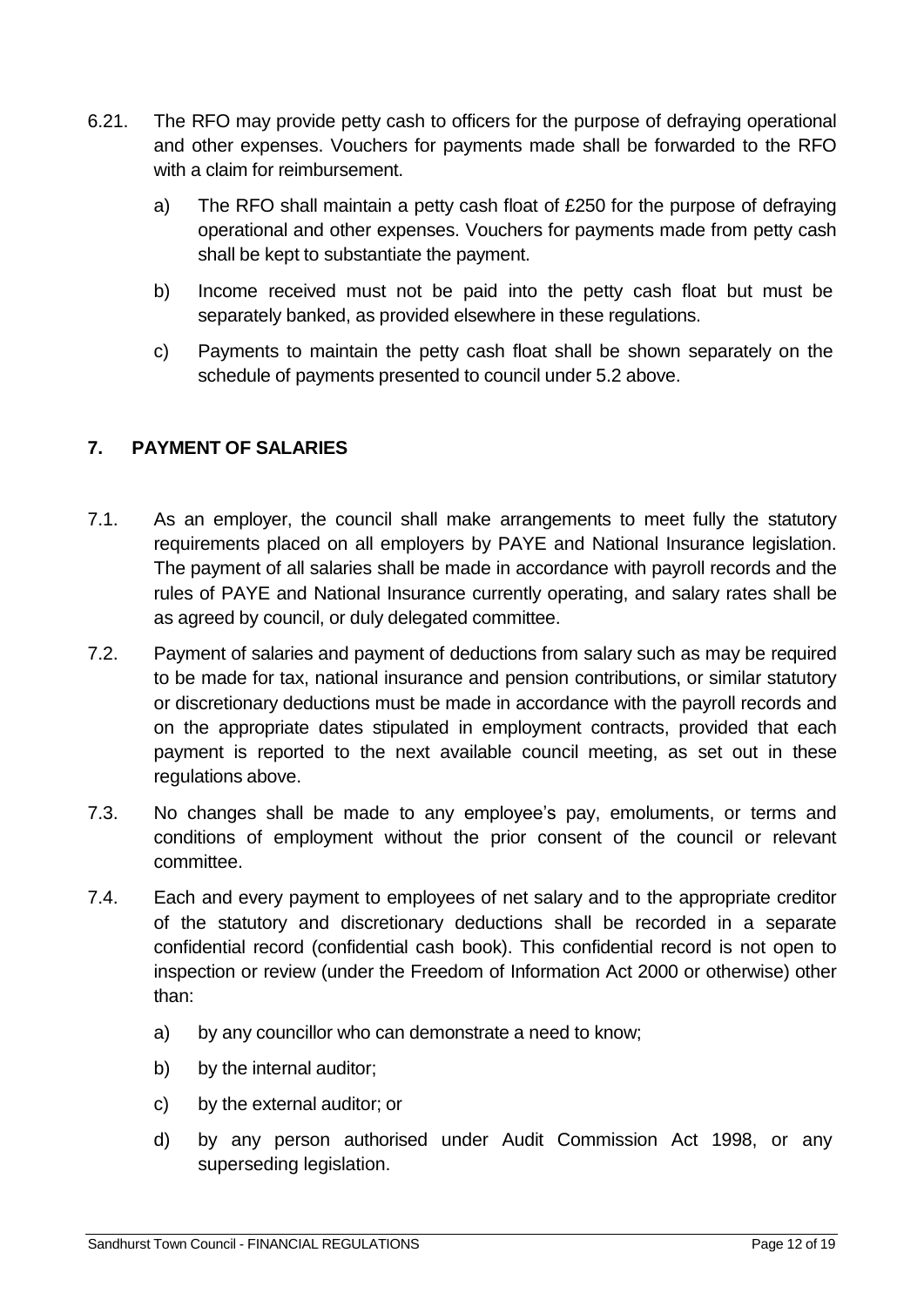6.21. The RFO may provide petty cash to officers for the purpose of defraying operational and other expenses. Vouchers for payments made shall be forwarded to the RFO with a claim for reimbursement.

   a) The RFO shall maintain a petty cash float of £250 for the purpose of defraying operational and other expenses. Vouchers for payments made from petty cash shall be kept to substantiate the payment.

   b) Income received must not be paid into the petty cash float but must be separately banked, as provided elsewhere in these regulations.

   c) Payments to maintain the petty cash float shall be shown separately on the schedule of payments presented to council under 5.2 above.

## 7. PAYMENT OF SALARIES

7.1. As an employer, the council shall make arrangements to meet fully the statutory requirements placed on all employers by PAYE and National Insurance legislation. The payment of all salaries shall be made in accordance with payroll records and the rules of PAYE and National Insurance currently operating, and salary rates shall be as agreed by council, or duly delegated committee.

7.2. Payment of salaries and payment of deductions from salary such as may be required to be made for tax, national insurance and pension contributions, or similar statutory or discretionary deductions must be made in accordance with the payroll records and on the appropriate dates stipulated in employment contracts, provided that each payment is reported to the next available council meeting, as set out in these regulations above.

7.3. No changes shall be made to any employee's pay, emoluments, or terms and conditions of employment without the prior consent of the council or relevant committee.

7.4. Each and every payment to employees of net salary and to the appropriate creditor of the statutory and discretionary deductions shall be recorded in a separate confidential record (confidential cash book). This confidential record is not open to inspection or review (under the Freedom of Information Act 2000 or otherwise) other than:

   a) by any councillor who can demonstrate a need to know;

   b) by the internal auditor;

   c) by the external auditor; or

   d) by any person authorised under Audit Commission Act 1998, or any superseding legislation.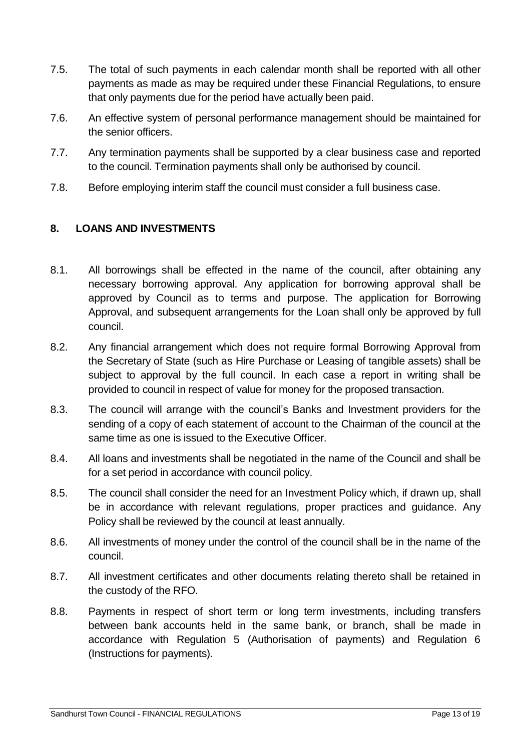7.5. The total of such payments in each calendar month shall be reported with all other payments as made as may be required under these Financial Regulations, to ensure that only payments due for the period have actually been paid.

7.6. An effective system of personal performance management should be maintained for the senior officers.

7.7. Any termination payments shall be supported by a clear business case and reported to the council. Termination payments shall only be authorised by council.

7.8. Before employing interim staff the council must consider a full business case.

## 8. LOANS AND INVESTMENTS

8.1. All borrowings shall be effected in the name of the council, after obtaining any necessary borrowing approval. Any application for borrowing approval shall be approved by Council as to terms and purpose. The application for Borrowing Approval, and subsequent arrangements for the Loan shall only be approved by full council.

8.2. Any financial arrangement which does not require formal Borrowing Approval from the Secretary of State (such as Hire Purchase or Leasing of tangible assets) shall be subject to approval by the full council. In each case a report in writing shall be provided to council in respect of value for money for the proposed transaction.

8.3. The council will arrange with the council's Banks and Investment providers for the sending of a copy of each statement of account to the Chairman of the council at the same time as one is issued to the Executive Officer.

8.4. All loans and investments shall be negotiated in the name of the Council and shall be for a set period in accordance with council policy.

8.5. The council shall consider the need for an Investment Policy which, if drawn up, shall be in accordance with relevant regulations, proper practices and guidance. Any Policy shall be reviewed by the council at least annually.

8.6. All investments of money under the control of the council shall be in the name of the council.

8.7. All investment certificates and other documents relating thereto shall be retained in the custody of the RFO.

8.8. Payments in respect of short term or long term investments, including transfers between bank accounts held in the same bank, or branch, shall be made in accordance with Regulation 5 (Authorisation of payments) and Regulation 6 (Instructions for payments).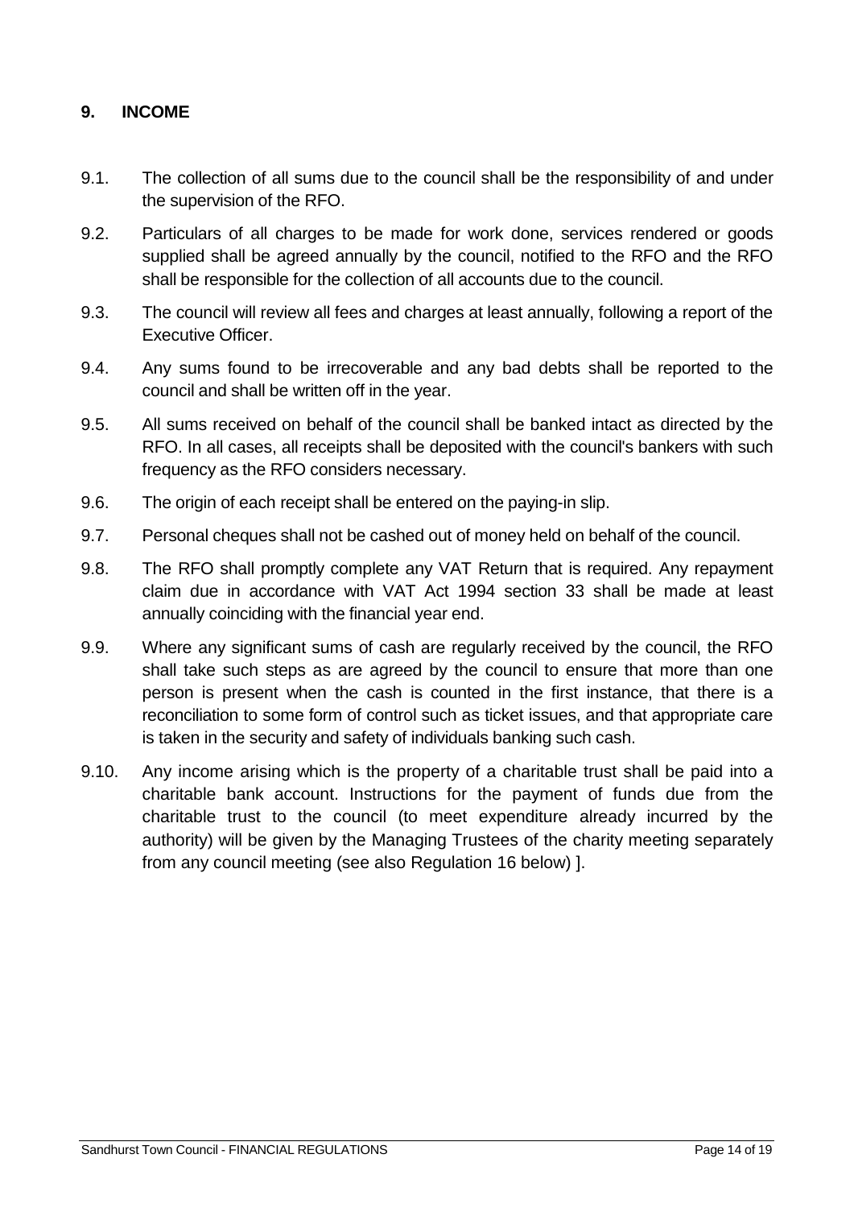## 9. INCOME

9.1. The collection of all sums due to the council shall be the responsibility of and under the supervision of the RFO.

9.2. Particulars of all charges to be made for work done, services rendered or goods supplied shall be agreed annually by the council, notified to the RFO and the RFO shall be responsible for the collection of all accounts due to the council.

9.3. The council will review all fees and charges at least annually, following a report of the Executive Officer.

9.4. Any sums found to be irrecoverable and any bad debts shall be reported to the council and shall be written off in the year.

9.5. All sums received on behalf of the council shall be banked intact as directed by the RFO. In all cases, all receipts shall be deposited with the council's bankers with such frequency as the RFO considers necessary.

9.6. The origin of each receipt shall be entered on the paying-in slip.

9.7. Personal cheques shall not be cashed out of money held on behalf of the council.

9.8. The RFO shall promptly complete any VAT Return that is required. Any repayment claim due in accordance with VAT Act 1994 section 33 shall be made at least annually coinciding with the financial year end.

9.9. Where any significant sums of cash are regularly received by the council, the RFO shall take such steps as are agreed by the council to ensure that more than one person is present when the cash is counted in the first instance, that there is a reconciliation to some form of control such as ticket issues, and that appropriate care is taken in the security and safety of individuals banking such cash.

9.10. Any income arising which is the property of a charitable trust shall be paid into a charitable bank account. Instructions for the payment of funds due from the charitable trust to the council (to meet expenditure already incurred by the authority) will be given by the Managing Trustees of the charity meeting separately from any council meeting (see also Regulation 16 below) ].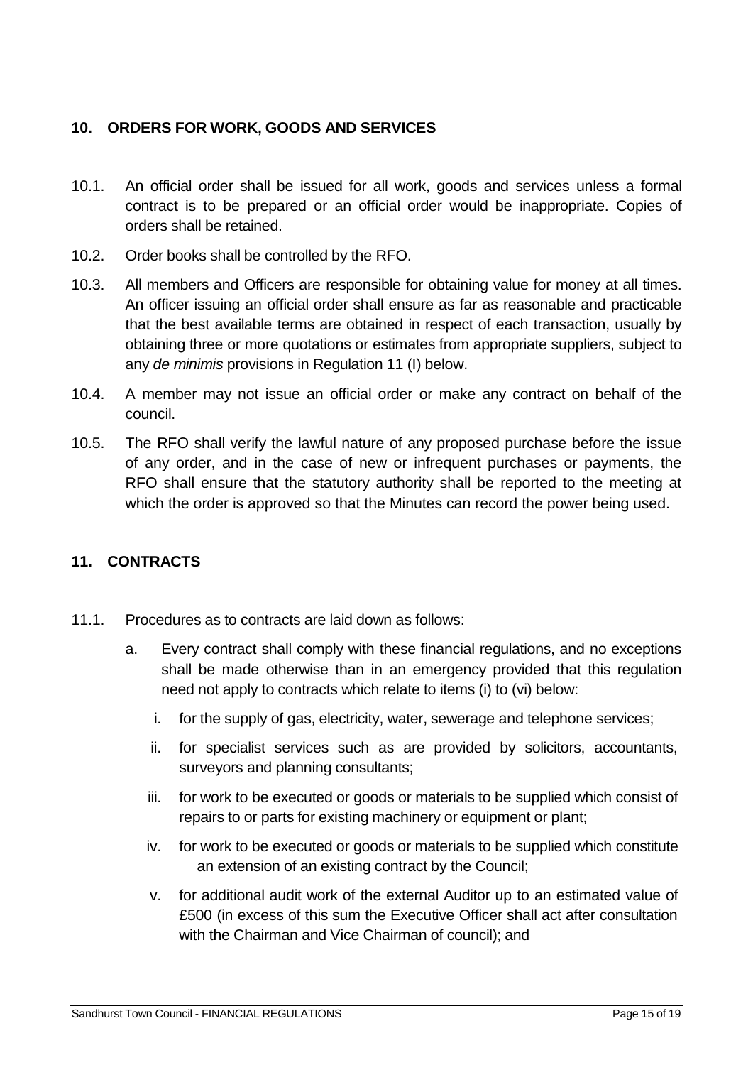## 10. ORDERS FOR WORK, GOODS AND SERVICES

10.1. An official order shall be issued for all work, goods and services unless a formal contract is to be prepared or an official order would be inappropriate. Copies of orders shall be retained.

10.2. Order books shall be controlled by the RFO.

10.3. All members and Officers are responsible for obtaining value for money at all times. An officer issuing an official order shall ensure as far as reasonable and practicable that the best available terms are obtained in respect of each transaction, usually by obtaining three or more quotations or estimates from appropriate suppliers, subject to any *de minimis* provisions in Regulation 11 (I) below.

10.4. A member may not issue an official order or make any contract on behalf of the council.

10.5. The RFO shall verify the lawful nature of any proposed purchase before the issue of any order, and in the case of new or infrequent purchases or payments, the RFO shall ensure that the statutory authority shall be reported to the meeting at which the order is approved so that the Minutes can record the power being used.

## 11. CONTRACTS

11.1. Procedures as to contracts are laid down as follows:

a. Every contract shall comply with these financial regulations, and no exceptions shall be made otherwise than in an emergency provided that this regulation need not apply to contracts which relate to items (i) to (vi) below:

   i. for the supply of gas, electricity, water, sewerage and telephone services;

   ii. for specialist services such as are provided by solicitors, accountants, surveyors and planning consultants;

   iii. for work to be executed or goods or materials to be supplied which consist of repairs to or parts for existing machinery or equipment or plant;

   iv. for work to be executed or goods or materials to be supplied which constitute an extension of an existing contract by the Council;

   v. for additional audit work of the external Auditor up to an estimated value of £500 (in excess of this sum the Executive Officer shall act after consultation with the Chairman and Vice Chairman of council); and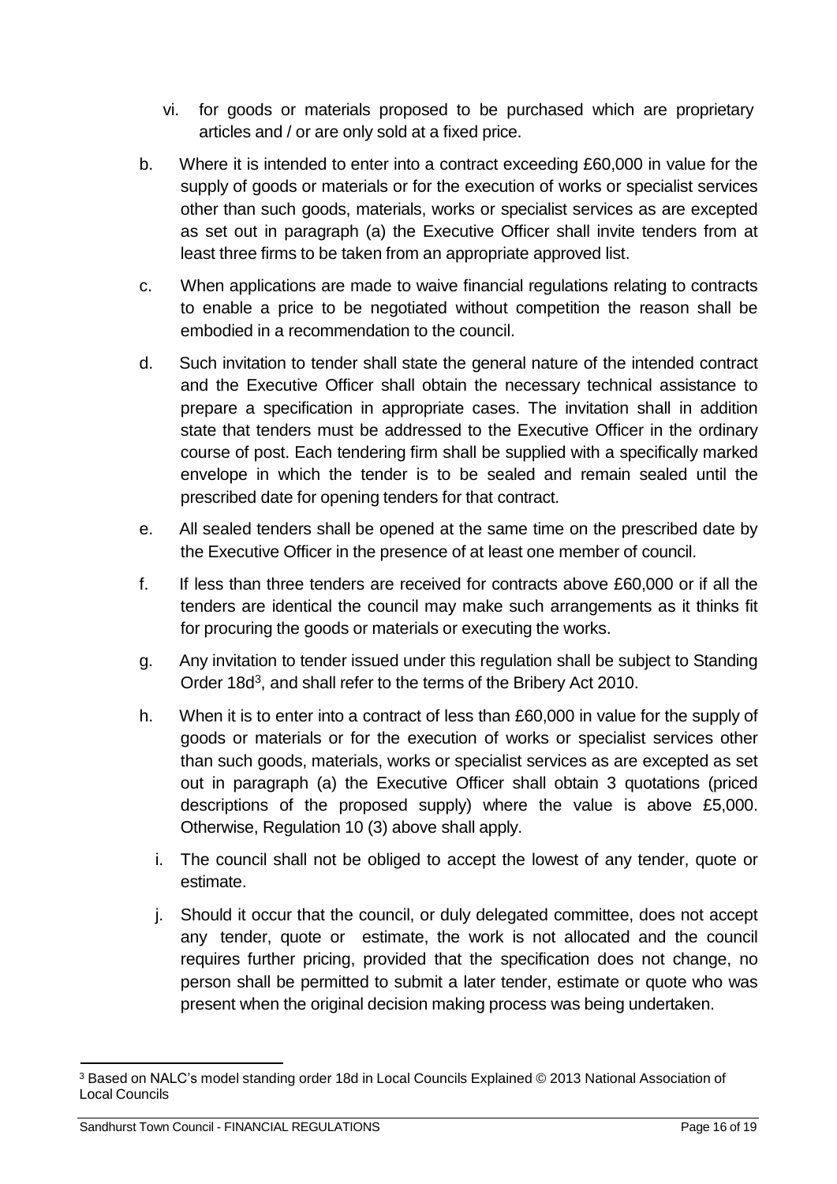vi. for goods or materials proposed to be purchased which are proprietary articles and / or are only sold at a fixed price.

b. Where it is intended to enter into a contract exceeding £60,000 in value for the supply of goods or materials or for the execution of works or specialist services other than such goods, materials, works or specialist services as are excepted as set out in paragraph (a) the Executive Officer shall invite tenders from at least three firms to be taken from an appropriate approved list.

c. When applications are made to waive financial regulations relating to contracts to enable a price to be negotiated without competition the reason shall be embodied in a recommendation to the council.

d. Such invitation to tender shall state the general nature of the intended contract and the Executive Officer shall obtain the necessary technical assistance to prepare a specification in appropriate cases. The invitation shall in addition state that tenders must be addressed to the Executive Officer in the ordinary course of post. Each tendering firm shall be supplied with a specifically marked envelope in which the tender is to be sealed and remain sealed until the prescribed date for opening tenders for that contract.

e. All sealed tenders shall be opened at the same time on the prescribed date by the Executive Officer in the presence of at least one member of council.

f. If less than three tenders are received for contracts above £60,000 or if all the tenders are identical the council may make such arrangements as it thinks fit for procuring the goods or materials or executing the works.

g. Any invitation to tender issued under this regulation shall be subject to Standing Order 18d[3], and shall refer to the terms of the Bribery Act 2010.

h. When it is to enter into a contract of less than £60,000 in value for the supply of goods or materials or for the execution of works or specialist services other than such goods, materials, works or specialist services as are excepted as set out in paragraph (a) the Executive Officer shall obtain 3 quotations (priced descriptions of the proposed supply) where the value is above £5,000. Otherwise, Regulation 10 (3) above shall apply.

i. The council shall not be obliged to accept the lowest of any tender, quote or estimate.

j. Should it occur that the council, or duly delegated committee, does not accept any tender, quote or estimate, the work is not allocated and the council requires further pricing, provided that the specification does not change, no person shall be permitted to submit a later tender, estimate or quote who was present when the original decision making process was being undertaken.

---

[3] Based on NALC's model standing order 18d in Local Councils Explained © 2013 National Association of Local Councils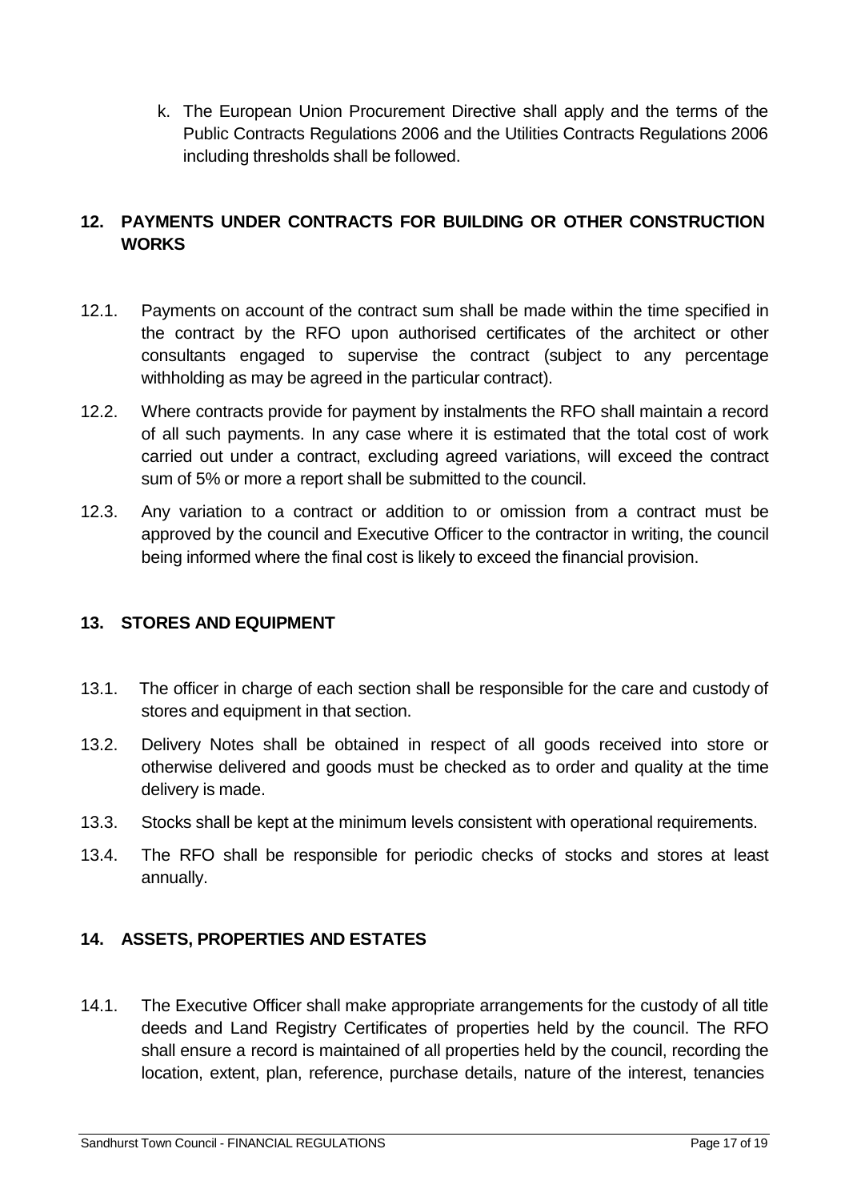k. The European Union Procurement Directive shall apply and the terms of the Public Contracts Regulations 2006 and the Utilities Contracts Regulations 2006 including thresholds shall be followed.

## 12. PAYMENTS UNDER CONTRACTS FOR BUILDING OR OTHER CONSTRUCTION WORKS

12.1. Payments on account of the contract sum shall be made within the time specified in the contract by the RFO upon authorised certificates of the architect or other consultants engaged to supervise the contract (subject to any percentage withholding as may be agreed in the particular contract).

12.2. Where contracts provide for payment by instalments the RFO shall maintain a record of all such payments. In any case where it is estimated that the total cost of work carried out under a contract, excluding agreed variations, will exceed the contract sum of 5% or more a report shall be submitted to the council.

12.3. Any variation to a contract or addition to or omission from a contract must be approved by the council and Executive Officer to the contractor in writing, the council being informed where the final cost is likely to exceed the financial provision.

## 13. STORES AND EQUIPMENT

13.1. The officer in charge of each section shall be responsible for the care and custody of stores and equipment in that section.

13.2. Delivery Notes shall be obtained in respect of all goods received into store or otherwise delivered and goods must be checked as to order and quality at the time delivery is made.

13.3. Stocks shall be kept at the minimum levels consistent with operational requirements.

13.4. The RFO shall be responsible for periodic checks of stocks and stores at least annually.

## 14. ASSETS, PROPERTIES AND ESTATES

14.1. The Executive Officer shall make appropriate arrangements for the custody of all title deeds and Land Registry Certificates of properties held by the council. The RFO shall ensure a record is maintained of all properties held by the council, recording the location, extent, plan, reference, purchase details, nature of the interest, tenancies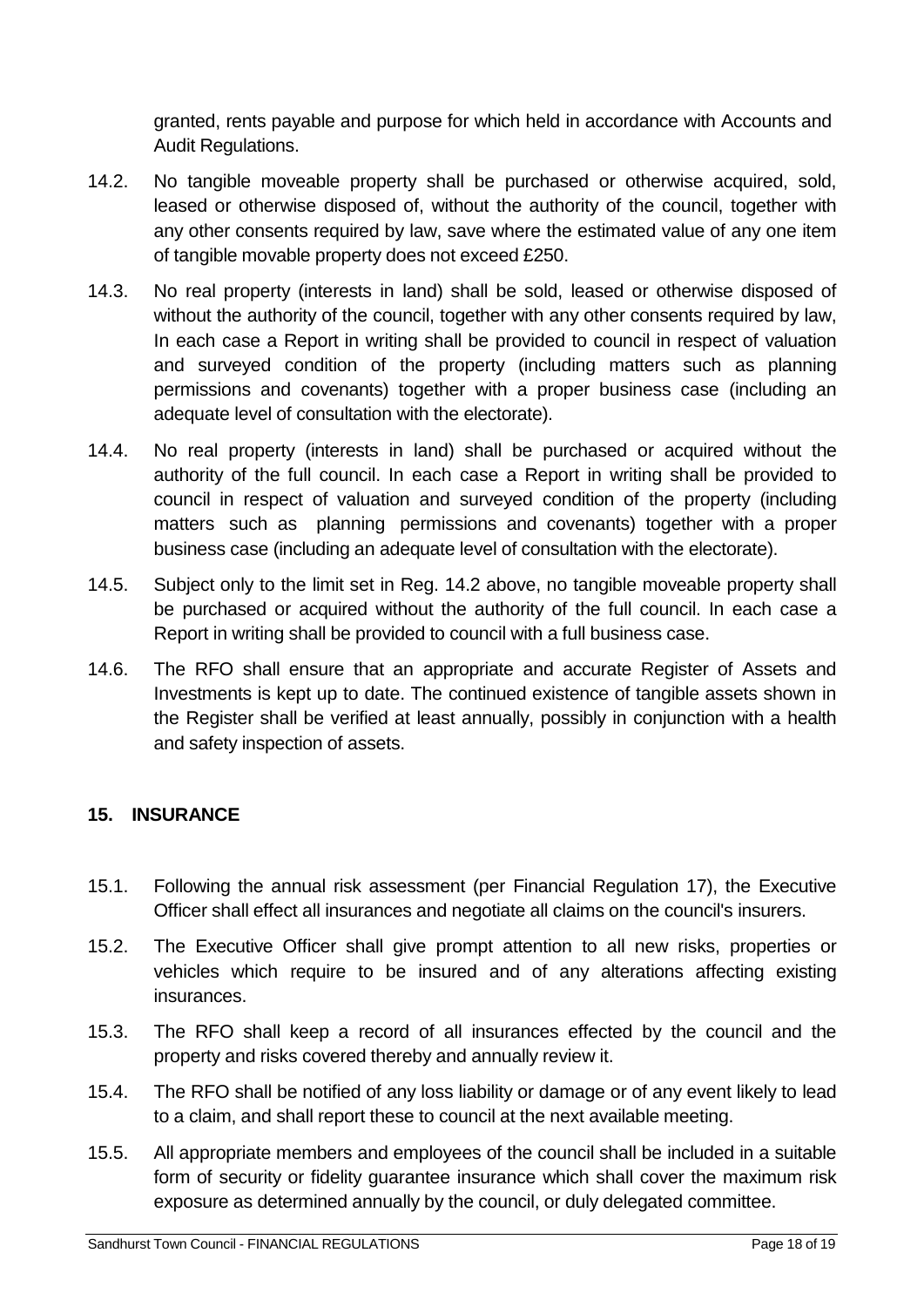granted, rents payable and purpose for which held in accordance with Accounts and Audit Regulations.

14.2. No tangible moveable property shall be purchased or otherwise acquired, sold, leased or otherwise disposed of, without the authority of the council, together with any other consents required by law, save where the estimated value of any one item of tangible movable property does not exceed £250.

14.3. No real property (interests in land) shall be sold, leased or otherwise disposed of without the authority of the council, together with any other consents required by law, In each case a Report in writing shall be provided to council in respect of valuation and surveyed condition of the property (including matters such as planning permissions and covenants) together with a proper business case (including an adequate level of consultation with the electorate).

14.4. No real property (interests in land) shall be purchased or acquired without the authority of the full council. In each case a Report in writing shall be provided to council in respect of valuation and surveyed condition of the property (including matters such as planning permissions and covenants) together with a proper business case (including an adequate level of consultation with the electorate).

14.5. Subject only to the limit set in Reg. 14.2 above, no tangible moveable property shall be purchased or acquired without the authority of the full council. In each case a Report in writing shall be provided to council with a full business case.

14.6. The RFO shall ensure that an appropriate and accurate Register of Assets and Investments is kept up to date. The continued existence of tangible assets shown in the Register shall be verified at least annually, possibly in conjunction with a health and safety inspection of assets.

## 15. INSURANCE

15.1. Following the annual risk assessment (per Financial Regulation 17), the Executive Officer shall effect all insurances and negotiate all claims on the council's insurers.

15.2. The Executive Officer shall give prompt attention to all new risks, properties or vehicles which require to be insured and of any alterations affecting existing insurances.

15.3. The RFO shall keep a record of all insurances effected by the council and the property and risks covered thereby and annually review it.

15.4. The RFO shall be notified of any loss liability or damage or of any event likely to lead to a claim, and shall report these to council at the next available meeting.

15.5. All appropriate members and employees of the council shall be included in a suitable form of security or fidelity guarantee insurance which shall cover the maximum risk exposure as determined annually by the council, or duly delegated committee.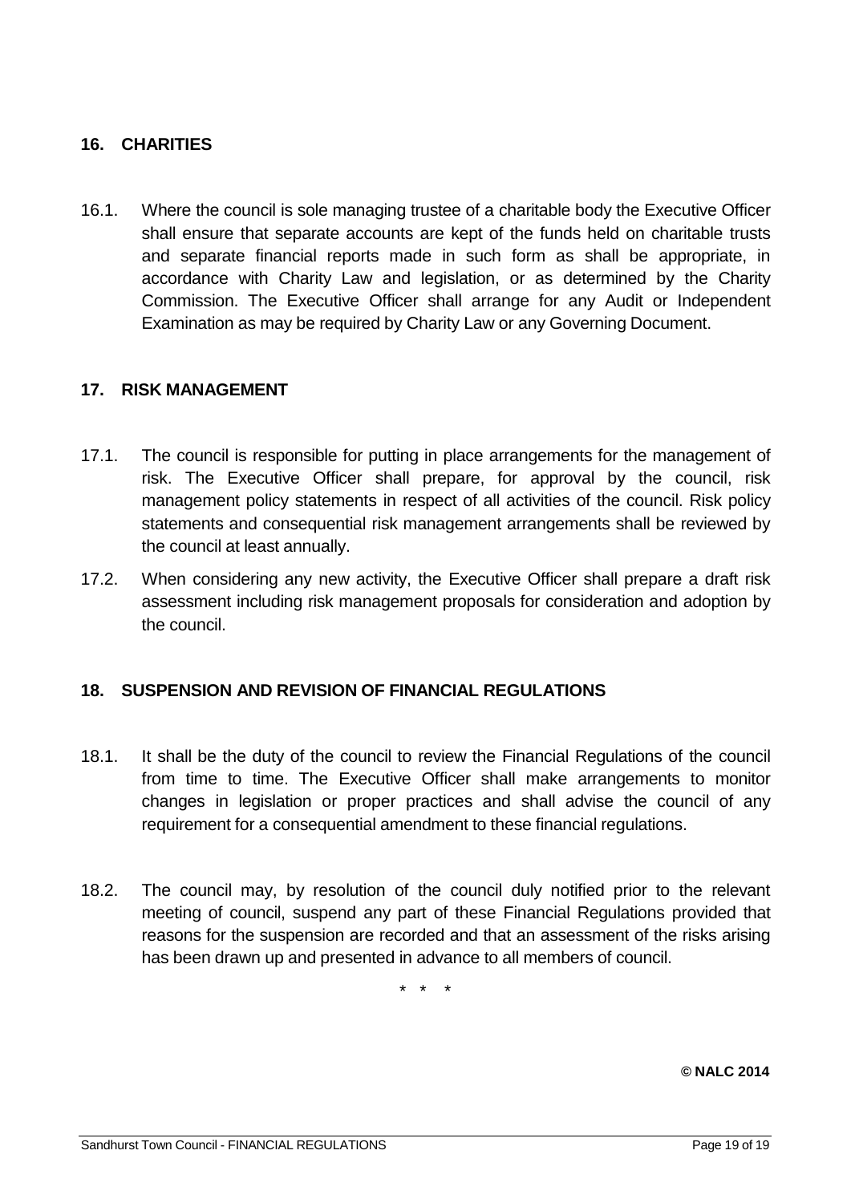## 16. CHARITIES

16.1. Where the council is sole managing trustee of a charitable body the Executive Officer shall ensure that separate accounts are kept of the funds held on charitable trusts and separate financial reports made in such form as shall be appropriate, in accordance with Charity Law and legislation, or as determined by the Charity Commission. The Executive Officer shall arrange for any Audit or Independent Examination as may be required by Charity Law or any Governing Document.

## 17. RISK MANAGEMENT

17.1. The council is responsible for putting in place arrangements for the management of risk. The Executive Officer shall prepare, for approval by the council, risk management policy statements in respect of all activities of the council. Risk policy statements and consequential risk management arrangements shall be reviewed by the council at least annually.

17.2. When considering any new activity, the Executive Officer shall prepare a draft risk assessment including risk management proposals for consideration and adoption by the council.

## 18. SUSPENSION AND REVISION OF FINANCIAL REGULATIONS

18.1. It shall be the duty of the council to review the Financial Regulations of the council from time to time. The Executive Officer shall make arrangements to monitor changes in legislation or proper practices and shall advise the council of any requirement for a consequential amendment to these financial regulations.

18.2. The council may, by resolution of the council duly notified prior to the relevant meeting of council, suspend any part of these Financial Regulations provided that reasons for the suspension are recorded and that an assessment of the risks arising has been drawn up and presented in advance to all members of council.

\* \* \*

**© NALC 2014**